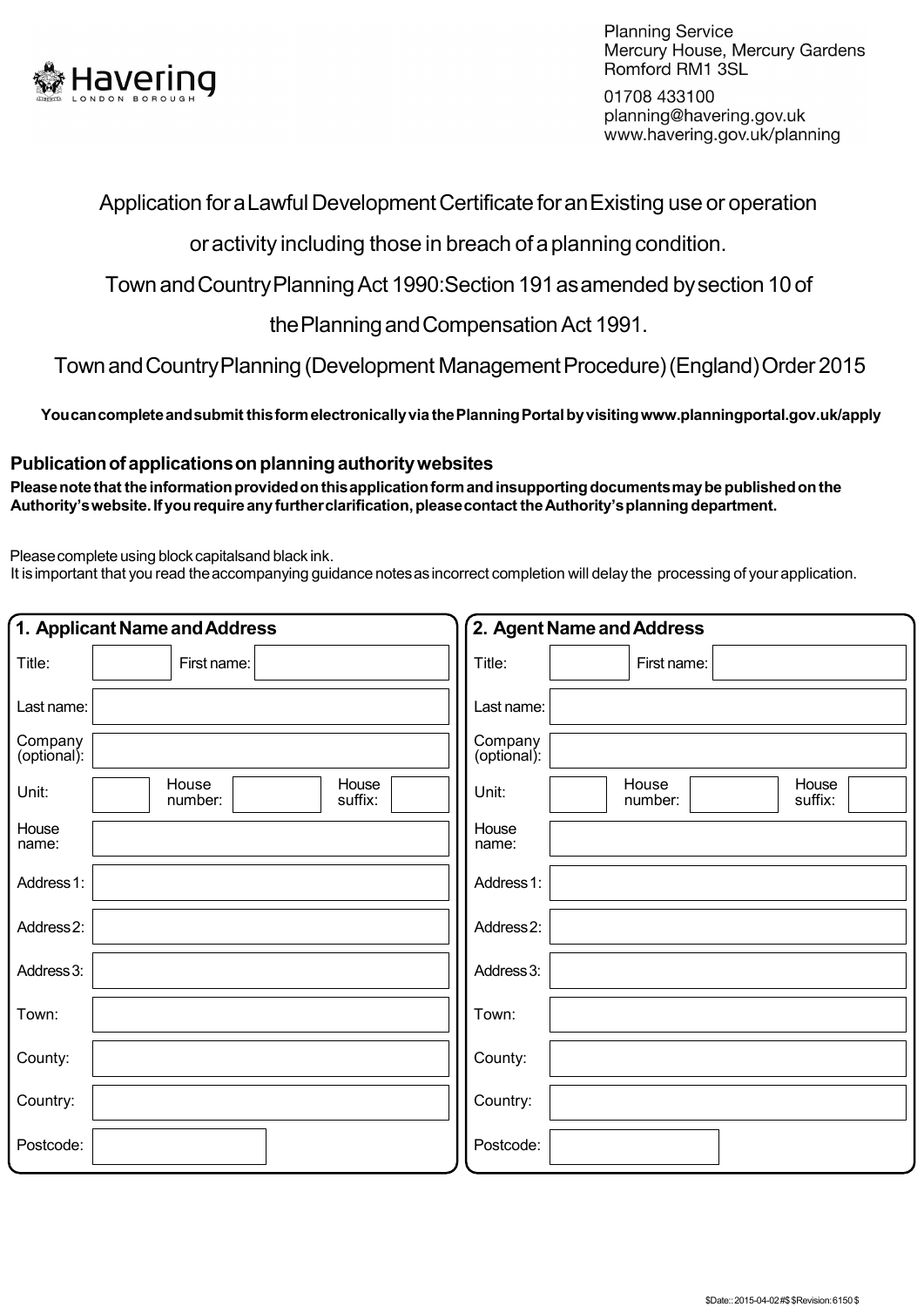Havering
LONDON BOROUGH

Planning Service
Mercury House, Mercury Gardens
Romford RM1 3SL

01708 433100
planning@havering.gov.uk
www.havering.gov.uk/planning

# Application for a Lawful Development Certificate for an Existing use or operation or activity including those in breach of a planning condition.

Town and Country Planning Act 1990: Section 191 as amended by section 10 of the Planning and Compensation Act 1991.

Town and Country Planning (Development Management Procedure) (England) Order 2015

**You can complete and submit this form electronically via the Planning Portal by visiting www.planningportal.gov.uk/apply**

## Publication of applications on planning authority websites

**Please note that the information provided on this application form and in supporting documents may be published on the Authority's website. If you require any further clarification, please contact the Authority's planning department.**

Please complete using block capitals and black ink.
It is important that you read the accompanying guidance notes as incorrect completion will delay the processing of your application.

## 1. Applicant Name and Address

| | | | | | |
|---|---|---|---|---|---|
| Title: | | First name: | | | |
| Last name: | | | | | |
| Company (optional): | | | | | |
| Unit: | | House number: | | House suffix: | |
| House name: | | | | | |
| Address 1: | | | | | |
| Address 2: | | | | | |
| Address 3: | | | | | |
| Town: | | | | | |
| County: | | | | | |
| Country: | | | | | |
| Postcode: | | | | | |

## 2. Agent Name and Address

| | | | | | |
|---|---|---|---|---|---|
| Title: | | First name: | | | |
| Last name: | | | | | |
| Company (optional): | | | | | |
| Unit: | | House number: | | House suffix: | |
| House name: | | | | | |
| Address 1: | | | | | |
| Address 2: | | | | | |
| Address 3: | | | | | |
| Town: | | | | | |
| County: | | | | | |
| Country: | | | | | |
| Postcode: | | | | | |

$Date:: 2015-04-02 #$ $Revision: 6150 $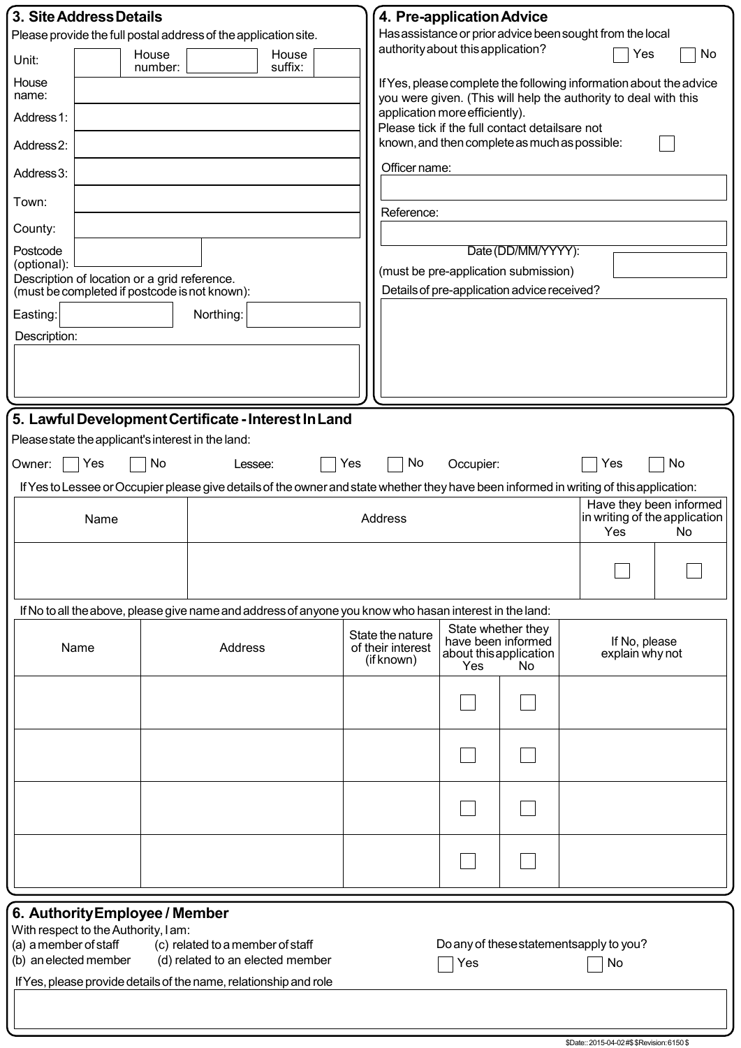## 3. Site Address Details

Please provide the full postal address of the application site.

Unit: | House number: | House suffix:

House name:

Address 1:

Address 2:

Address 3:

Town:

County:

Postcode (optional):

Description of location or a grid reference.
(must be completed if postcode is not known):

Easting: | Northing:

Description:

## 4. Pre-application Advice

Has assistance or prior advice been sought from the local authority about this application? ☐ Yes ☐ No

If Yes, please complete the following information about the advice you were given. (This will help the authority to deal with this application more efficiently).

Please tick if the full contact details are not known, and then complete as much as possible: ☐

Officer name:

Reference:

Date (DD/MM/YYYY):
(must be pre-application submission)

Details of pre-application advice received?

## 5. Lawful Development Certificate - Interest In Land

Please state the applicant's interest in the land:

Owner: ☐ Yes ☐ No Lessee: ☐ Yes ☐ No Occupier: ☐ Yes ☐ No

If Yes to Lessee or Occupier please give details of the owner and state whether they have been informed in writing of this application:

| Name | Address | Have they been informed in writing of the application | |
|---|---|---|---|
| | | Yes | No |
| | | ☐ | ☐ |

If No to all the above, please give name and address of anyone you know who has an interest in the land:

| Name | Address | State the nature of their interest (if known) | State whether they have been informed about this application | | If No, please explain why not |
|---|---|---|---|---|---|
| | | | Yes | No | |
| | | | ☐ | ☐ | |
| | | | ☐ | ☐ | |
| | | | ☐ | ☐ | |
| | | | ☐ | ☐ | |

## 6. Authority Employee / Member

With respect to the Authority, I am:
(a) a member of staff (c) related to a member of staff
(b) an elected member (d) related to an elected member

Do any of these statements apply to you? ☐ Yes ☐ No

If Yes, please provide details of the name, relationship and role

$Date:: 2015-04-02#$ $Revision: 6150 $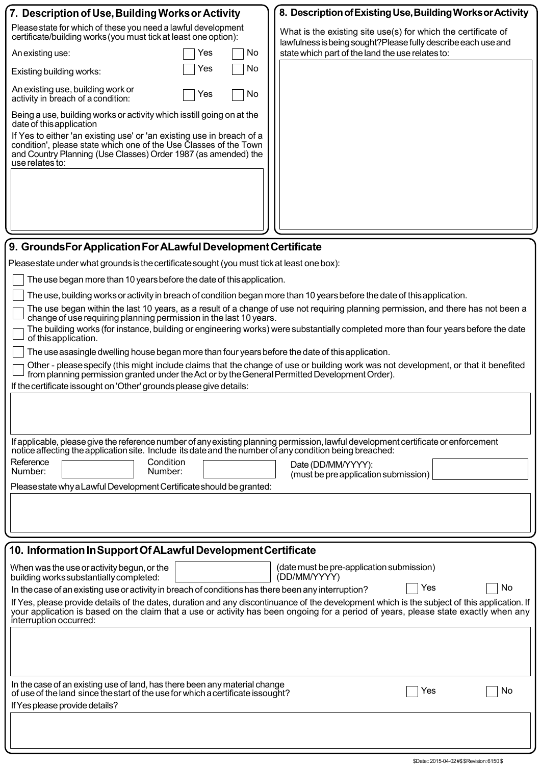## 7. Description of Use, Building Works or Activity

Please state for which of these you need a lawful development certificate/building works (you must tick at least one option):

An existing use: ☐ Yes ☐ No

Existing building works: ☐ Yes ☐ No

An existing use, building work or activity in breach of a condition: ☐ Yes ☐ No

Being a use, building works or activity which isstill going on at the date of this application

If Yes to either 'an existing use' or 'an existing use in breach of a condition', please state which one of the Use Classes of the Town and Country Planning (Use Classes) Order 1987 (as amended) the use relates to:

## 8. Description of Existing Use, Building Works or Activity

What is the existing site use(s) for which the certificate of lawfulness is being sought? Please fully describe each use and state which part of the land the use relates to:

## 9. Grounds For Application For A Lawful Development Certificate

Please state under what grounds is the certificate sought (you must tick at least one box):

☐ The use began more than 10 years before the date of this application.

☐ The use, building works or activity in breach of condition began more than 10 years before the date of this application.

☐ The use began within the last 10 years, as a result of a change of use not requiring planning permission, and there has not been a change of use requiring planning permission in the last 10 years.

☐ The building works (for instance, building or engineering works) were substantially completed more than four years before the date of this application.

☐ The use as a single dwelling house began more than four years before the date of this application.

☐ Other - please specify (this might include claims that the change of use or building work was not development, or that it benefited from planning permission granted under the Act or by the General Permitted Development Order).

If the certificate is sought on 'Other' grounds please give details:

If applicable, please give the reference number of any existing planning permission, lawful development certificate or enforcement notice affecting the application site. Include its date and the number of any condition being breached:

Reference Number: Condition Number: Date (DD/MM/YYYY): (must be pre application submission)

Please state why a Lawful Development Certificate should be granted:

## 10. Information In Support Of A Lawful Development Certificate

When was the use or activity begun, or the building works substantially completed: (date must be pre-application submission) (DD/MM/YYYY)

In the case of an existing use or activity in breach of conditions has there been any interruption? ☐ Yes ☐ No

If Yes, please provide details of the dates, duration and any discontinuance of the development which is the subject of this application. If your application is based on the claim that a use or activity has been ongoing for a period of years, please state exactly when any interruption occurred:

In the case of an existing use of land, has there been any material change of use of the land since the start of the use for which a certificate is sought? ☐ Yes ☐ No

If Yes please provide details?

$Date:: 2015-04-02 #$ $Revision: 6150 $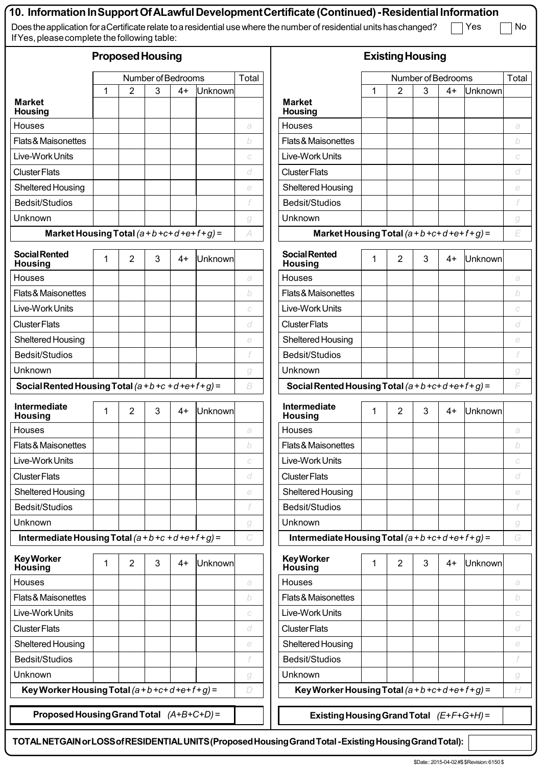## 10. Information In Support Of A Lawful Development Certificate (Continued) - Residential Information

Does the application for a Certificate relate to a residential use where the number of residential units has changed? ☐ Yes ☐ No

If Yes, please complete the following table:

### Proposed Housing

| Market Housing | 1 | 2 | 3 | 4+ | Unknown | Total |
|---|---|---|---|---|---|---|
| Houses | | | | | | a |
| Flats & Maisonettes | | | | | | b |
| Live-Work Units | | | | | | c |
| Cluster Flats | | | | | | d |
| Sheltered Housing | | | | | | e |
| Bedsit/Studios | | | | | | f |
| Unknown | | | | | | g |
| **Market Housing Total** *(a+b+c+d+e+f+g)* = | | | | | | A |

| Social Rented Housing | 1 | 2 | 3 | 4+ | Unknown | Total |
|---|---|---|---|---|---|---|
| Houses | | | | | | a |
| Flats & Maisonettes | | | | | | b |
| Live-Work Units | | | | | | c |
| Cluster Flats | | | | | | d |
| Sheltered Housing | | | | | | e |
| Bedsit/Studios | | | | | | f |
| Unknown | | | | | | g |
| **Social Rented Housing Total** *(a+b+c+d+e+f+g)* = | | | | | | B |

| Intermediate Housing | 1 | 2 | 3 | 4+ | Unknown | Total |
|---|---|---|---|---|---|---|
| Houses | | | | | | a |
| Flats & Maisonettes | | | | | | b |
| Live-Work Units | | | | | | c |
| Cluster Flats | | | | | | d |
| Sheltered Housing | | | | | | e |
| Bedsit/Studios | | | | | | f |
| Unknown | | | | | | g |
| **Intermediate Housing Total** *(a+b+c+d+e+f+g)* = | | | | | | C |

| Key Worker Housing | 1 | 2 | 3 | 4+ | Unknown | Total |
|---|---|---|---|---|---|---|
| Houses | | | | | | a |
| Flats & Maisonettes | | | | | | b |
| Live-Work Units | | | | | | c |
| Cluster Flats | | | | | | d |
| Sheltered Housing | | | | | | e |
| Bedsit/Studios | | | | | | f |
| Unknown | | | | | | g |
| **Key Worker Housing Total** *(a+b+c+d+e+f+g)* = | | | | | | D |

| **Proposed Housing Grand Total** *(A+B+C+D)* = | |
|---|---|

### Existing Housing

| Market Housing | 1 | 2 | 3 | 4+ | Unknown | Total |
|---|---|---|---|---|---|---|
| Houses | | | | | | a |
| Flats & Maisonettes | | | | | | b |
| Live-Work Units | | | | | | c |
| Cluster Flats | | | | | | d |
| Sheltered Housing | | | | | | e |
| Bedsit/Studios | | | | | | f |
| Unknown | | | | | | g |
| **Market Housing Total** *(a+b+c+d+e+f+g)* = | | | | | | E |

| Social Rented Housing | 1 | 2 | 3 | 4+ | Unknown | Total |
|---|---|---|---|---|---|---|
| Houses | | | | | | a |
| Flats & Maisonettes | | | | | | b |
| Live-Work Units | | | | | | c |
| Cluster Flats | | | | | | d |
| Sheltered Housing | | | | | | e |
| Bedsit/Studios | | | | | | f |
| Unknown | | | | | | g |
| **Social Rented Housing Total** *(a+b+c+d+e+f+g)* = | | | | | | F |

| Intermediate Housing | 1 | 2 | 3 | 4+ | Unknown | Total |
|---|---|---|---|---|---|---|
| Houses | | | | | | a |
| Flats & Maisonettes | | | | | | b |
| Live-Work Units | | | | | | c |
| Cluster Flats | | | | | | d |
| Sheltered Housing | | | | | | e |
| Bedsit/Studios | | | | | | f |
| Unknown | | | | | | g |
| **Intermediate Housing Total** *(a+b+c+d+e+f+g)* = | | | | | | G |

| Key Worker Housing | 1 | 2 | 3 | 4+ | Unknown | Total |
|---|---|---|---|---|---|---|
| Houses | | | | | | a |
| Flats & Maisonettes | | | | | | b |
| Live-Work Units | | | | | | c |
| Cluster Flats | | | | | | d |
| Sheltered Housing | | | | | | e |
| Bedsit/Studios | | | | | | f |
| Unknown | | | | | | g |
| **Key Worker Housing Total** *(a+b+c+d+e+f+g)* = | | | | | | H |

| **Existing Housing Grand Total** *(E+F+G+H)* = | |
|---|---|

| **TOTAL NET GAIN or LOSS of RESIDENTIAL UNITS (Proposed Housing Grand Total - Existing Housing Grand Total):** | |
|---|---|

$Date:: 2015-04-02 #$ $Revision: 6150 $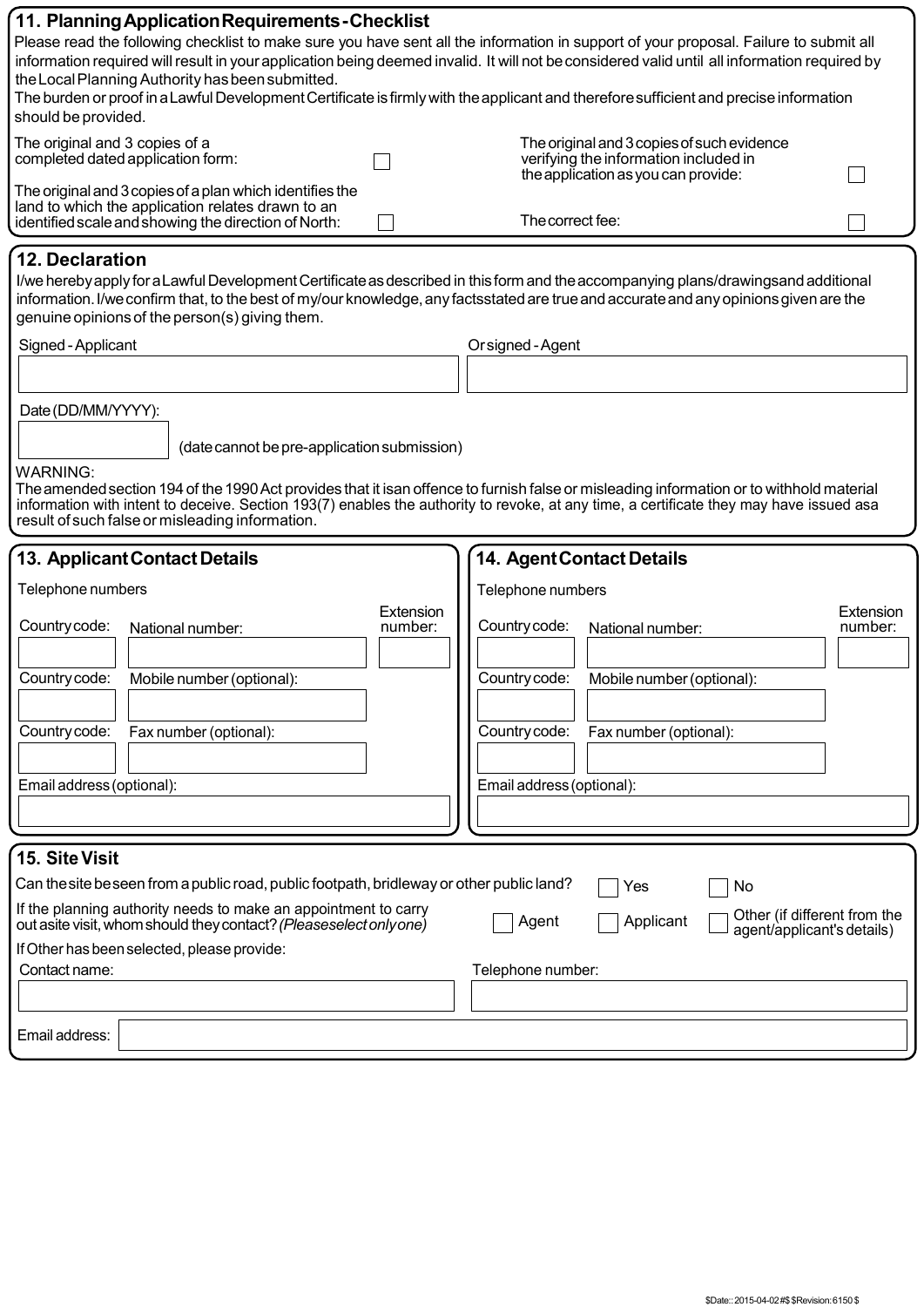## 11. Planning Application Requirements - Checklist

Please read the following checklist to make sure you have sent all the information in support of your proposal. Failure to submit all information required will result in your application being deemed invalid. It will not be considered valid until all information required by the Local Planning Authority has been submitted.

The burden or proof in a Lawful Development Certificate is firmly with the applicant and therefore sufficient and precise information should be provided.

- ☐ The original and 3 copies of a completed dated application form:
- ☐ The original and 3 copies of a plan which identifies the land to which the application relates drawn to an identified scale and showing the direction of North:
- ☐ The original and 3 copies of such evidence verifying the information included in the application as you can provide:
- ☐ The correct fee:

## 12. Declaration

I/we hereby apply for a Lawful Development Certificate as described in this form and the accompanying plans/drawings and additional information. I/we confirm that, to the best of my/our knowledge, any facts stated are true and accurate and any opinions given are the genuine opinions of the person(s) giving them.

Signed - Applicant:

Or signed - Agent:

Date (DD/MM/YYYY): (date cannot be pre-application submission)

WARNING:

The amended section 194 of the 1990 Act provides that it is an offence to furnish false or misleading information or to withhold material information with intent to deceive. Section 193(7) enables the authority to revoke, at any time, a certificate they may have issued as a result of such false or misleading information.

## 13. Applicant Contact Details

Telephone numbers

| Country code: | National number: | Extension number: |
|---|---|---|
| | | |

| Country code: | Mobile number (optional): |
|---|---|
| | |

| Country code: | Fax number (optional): |
|---|---|
| | |

Email address (optional):

## 14. Agent Contact Details

Telephone numbers

| Country code: | National number: | Extension number: |
|---|---|---|
| | | |

| Country code: | Mobile number (optional): |
|---|---|
| | |

| Country code: | Fax number (optional): |
|---|---|
| | |

Email address (optional):

## 15. Site Visit

Can the site be seen from a public road, public footpath, bridleway or other public land? ☐ Yes ☐ No

If the planning authority needs to make an appointment to carry out a site visit, whom should they contact? *(Please select only one)* ☐ Agent ☐ Applicant ☐ Other (if different from the agent/applicant's details)

If Other has been selected, please provide:

Contact name:

Telephone number:

Email address:

$Date:: 2015-04-02 #$ $Revision: 6150 $